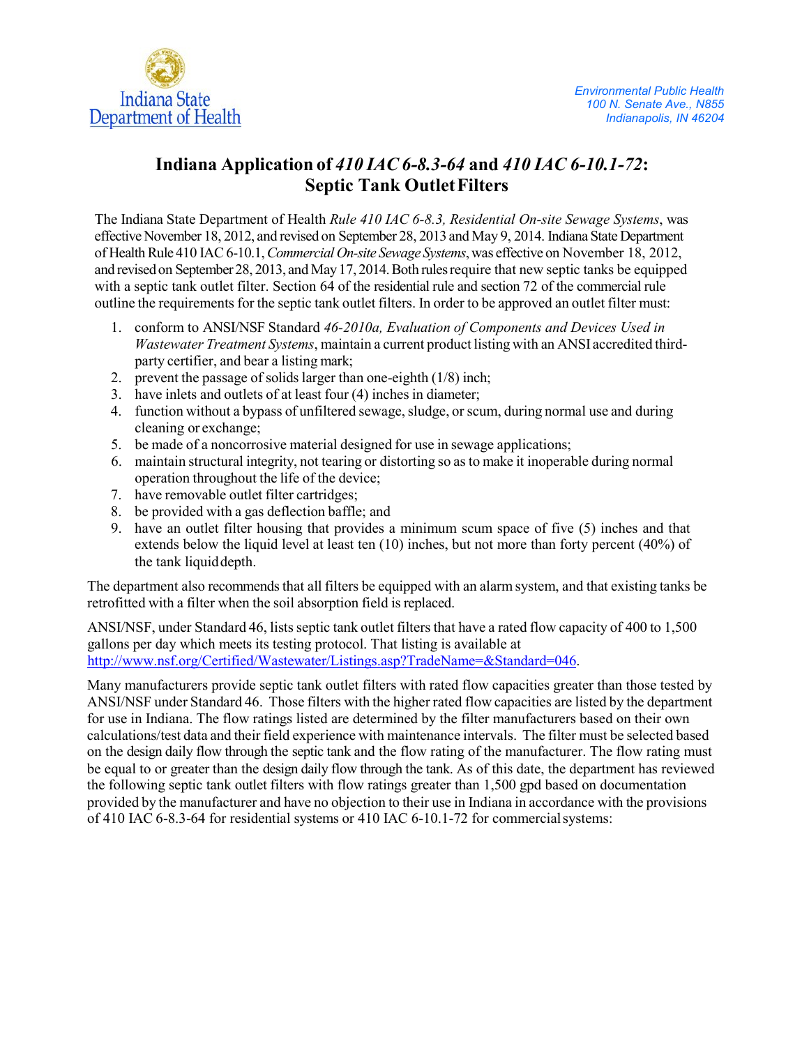Indiana State Department of Health

Environmental Public Health
100 N. Senate Ave., N855
Indianapolis, IN 46204

# Indiana Application of *410 IAC 6-8.3-64* and *410 IAC 6-10.1-72*: Septic Tank Outlet Filters

The Indiana State Department of Health *Rule 410 IAC 6-8.3, Residential On-site Sewage Systems*, was effective November 18, 2012, and revised on September 28, 2013 and May 9, 2014. Indiana State Department of Health Rule 410 IAC 6-10.1, *Commercial On-site Sewage Systems*, was effective on November 18, 2012, and revised on September 28, 2013, and May 17, 2014. Both rules require that new septic tanks be equipped with a septic tank outlet filter. Section 64 of the residential rule and section 72 of the commercial rule outline the requirements for the septic tank outlet filters. In order to be approved an outlet filter must:

1. conform to ANSI/NSF Standard *46-2010a, Evaluation of Components and Devices Used in Wastewater Treatment Systems*, maintain a current product listing with an ANSI accredited third-party certifier, and bear a listing mark;
2. prevent the passage of solids larger than one-eighth (1/8) inch;
3. have inlets and outlets of at least four (4) inches in diameter;
4. function without a bypass of unfiltered sewage, sludge, or scum, during normal use and during cleaning or exchange;
5. be made of a noncorrosive material designed for use in sewage applications;
6. maintain structural integrity, not tearing or distorting so as to make it inoperable during normal operation throughout the life of the device;
7. have removable outlet filter cartridges;
8. be provided with a gas deflection baffle; and
9. have an outlet filter housing that provides a minimum scum space of five (5) inches and that extends below the liquid level at least ten (10) inches, but not more than forty percent (40%) of the tank liquid depth.

The department also recommends that all filters be equipped with an alarm system, and that existing tanks be retrofitted with a filter when the soil absorption field is replaced.

ANSI/NSF, under Standard 46, lists septic tank outlet filters that have a rated flow capacity of 400 to 1,500 gallons per day which meets its testing protocol. That listing is available at http://www.nsf.org/Certified/Wastewater/Listings.asp?TradeName=&Standard=046.

Many manufacturers provide septic tank outlet filters with rated flow capacities greater than those tested by ANSI/NSF under Standard 46. Those filters with the higher rated flow capacities are listed by the department for use in Indiana. The flow ratings listed are determined by the filter manufacturers based on their own calculations/test data and their field experience with maintenance intervals. The filter must be selected based on the design daily flow through the septic tank and the flow rating of the manufacturer. The flow rating must be equal to or greater than the design daily flow through the tank. As of this date, the department has reviewed the following septic tank outlet filters with flow ratings greater than 1,500 gpd based on documentation provided by the manufacturer and have no objection to their use in Indiana in accordance with the provisions of 410 IAC 6-8.3-64 for residential systems or 410 IAC 6-10.1-72 for commercial systems: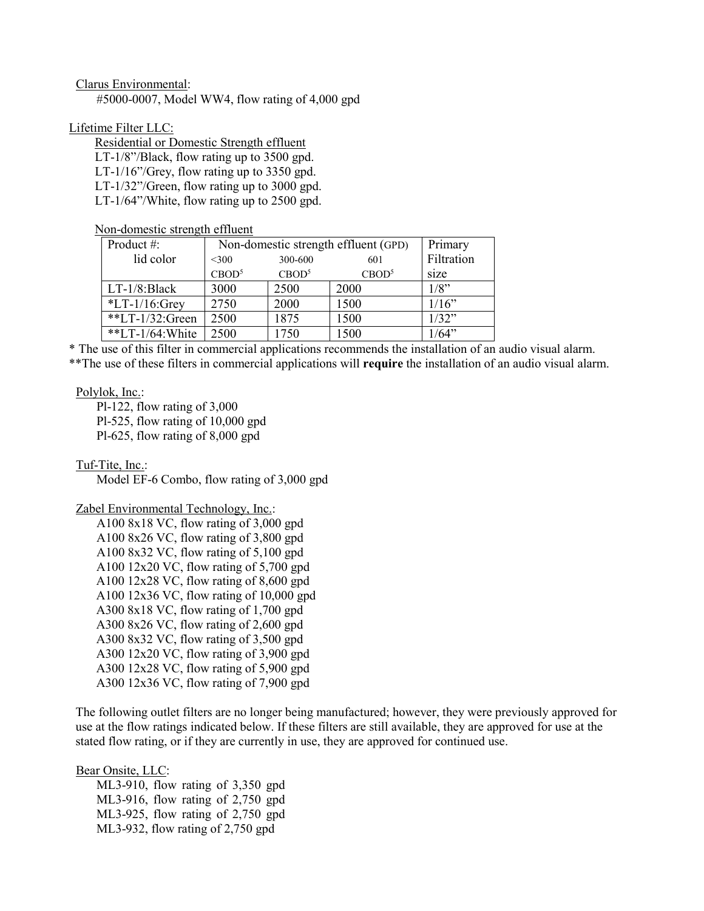Clarus Environmental:

#5000-0007, Model WW4, flow rating of 4,000 gpd

Lifetime Filter LLC:

Residential or Domestic Strength effluent

LT-1/8"/Black, flow rating up to 3500 gpd.
LT-1/16"/Grey, flow rating up to 3350 gpd.
LT-1/32"/Green, flow rating up to 3000 gpd.
LT-1/64"/White, flow rating up to 2500 gpd.

Non-domestic strength effluent

| Product #: lid color | Non-domestic strength effluent (GPD) | | | Primary Filtration size |
|---|---|---|---|---|
| | <300 $CBOD_5$ | 300-600 $CBOD_5$ | 601 $CBOD_5$ | |
| LT-1/8:Black | 3000 | 2500 | 2000 | 1/8" |
| *LT-1/16:Grey | 2750 | 2000 | 1500 | 1/16" |
| **LT-1/32:Green | 2500 | 1875 | 1500 | 1/32" |
| **LT-1/64:White | 2500 | 1750 | 1500 | 1/64" |

* The use of this filter in commercial applications recommends the installation of an audio visual alarm.
**The use of these filters in commercial applications will **require** the installation of an audio visual alarm.

Polylok, Inc.:

Pl-122, flow rating of 3,000
Pl-525, flow rating of 10,000 gpd
Pl-625, flow rating of 8,000 gpd

Tuf-Tite, Inc.:

Model EF-6 Combo, flow rating of 3,000 gpd

Zabel Environmental Technology, Inc.:

A100 8x18 VC, flow rating of 3,000 gpd
A100 8x26 VC, flow rating of 3,800 gpd
A100 8x32 VC, flow rating of 5,100 gpd
A100 12x20 VC, flow rating of 5,700 gpd
A100 12x28 VC, flow rating of 8,600 gpd
A100 12x36 VC, flow rating of 10,000 gpd
A300 8x18 VC, flow rating of 1,700 gpd
A300 8x26 VC, flow rating of 2,600 gpd
A300 8x32 VC, flow rating of 3,500 gpd
A300 12x20 VC, flow rating of 3,900 gpd
A300 12x28 VC, flow rating of 5,900 gpd
A300 12x36 VC, flow rating of 7,900 gpd

The following outlet filters are no longer being manufactured; however, they were previously approved for use at the flow ratings indicated below. If these filters are still available, they are approved for use at the stated flow rating, or if they are currently in use, they are approved for continued use.

Bear Onsite, LLC:

ML3-910, flow rating of 3,350 gpd
ML3-916, flow rating of 2,750 gpd
ML3-925, flow rating of 2,750 gpd
ML3-932, flow rating of 2,750 gpd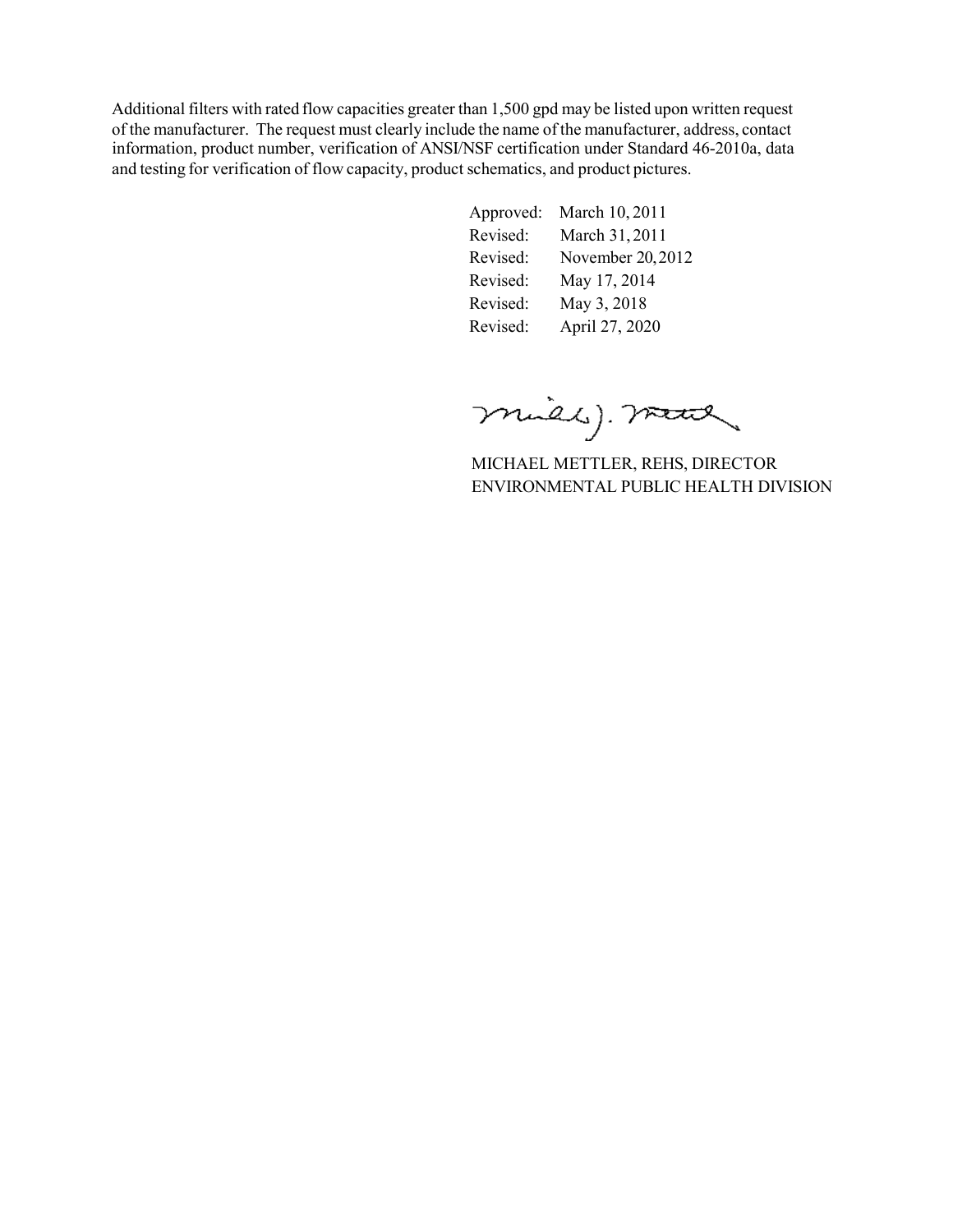Additional filters with rated flow capacities greater than 1,500 gpd may be listed upon written request of the manufacturer. The request must clearly include the name of the manufacturer, address, contact information, product number, verification of ANSI/NSF certification under Standard 46-2010a, data and testing for verification of flow capacity, product schematics, and product pictures.

| | |
|---|---|
| Approved: | March 10, 2011 |
| Revised: | March 31, 2011 |
| Revised: | November 20, 2012 |
| Revised: | May 17, 2014 |
| Revised: | May 3, 2018 |
| Revised: | April 27, 2020 |

MICHAEL METTLER, REHS, DIRECTOR
ENVIRONMENTAL PUBLIC HEALTH DIVISION